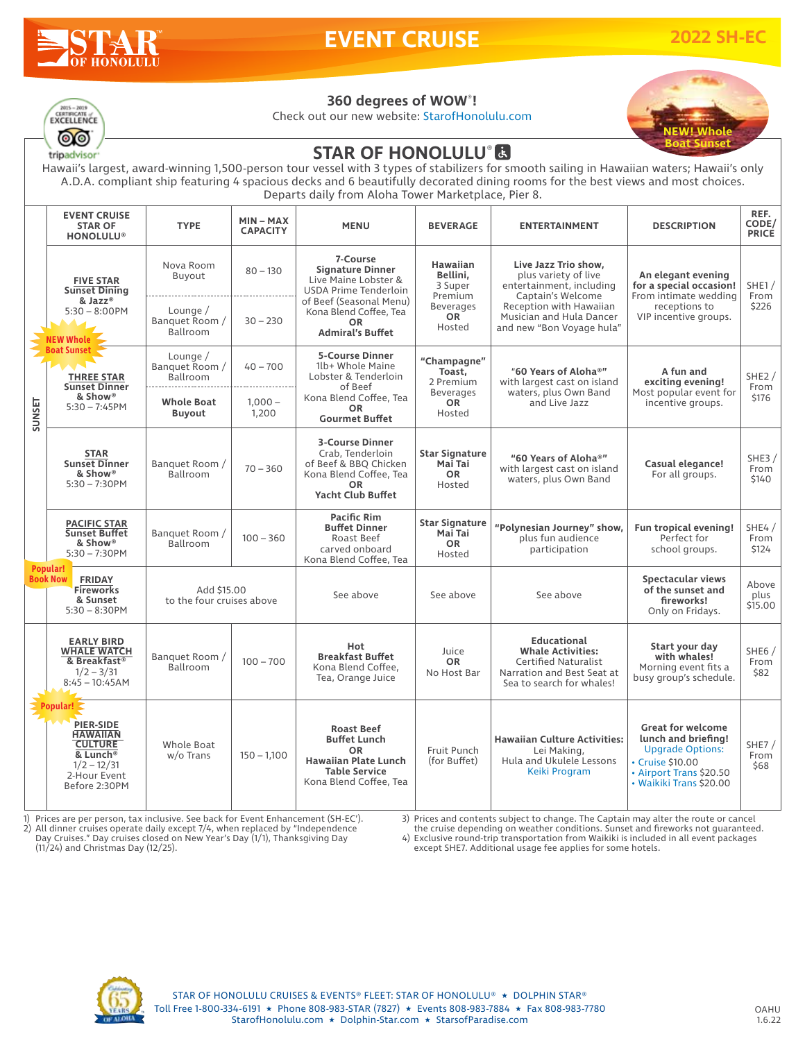# STAR OF HONOLULU — EVENT CRUISE — 2022 SH-EC

**360 degrees of WOW®!**
Check out our new website: StarofHonolulu.com

2015 – 2019 Certificate of Excellence — tripadvisor

NEW! Whole Boat Sunset

## STAR OF HONOLULU®

Hawaii's largest, award-winning 1,500-person tour vessel with 3 types of stabilizers for smooth sailing in Hawaiian waters; Hawaii's only A.D.A. compliant ship featuring 4 spacious decks and 6 beautifully decorated dining rooms for the best views and most choices. Departs daily from Aloha Tower Marketplace, Pier 8.

| | EVENT CRUISE STAR OF HONOLULU® | TYPE | MIN – MAX CAPACITY | MENU | BEVERAGE | ENTERTAINMENT | DESCRIPTION | REF. CODE/ PRICE |
|---|---|---|---|---|---|---|---|---|
| SUNSET | **FIVE STAR Sunset Dining & Jazz®** 5:30 – 8:00PM (NEW Whole Boat Sunset) | Nova Room Buyout | 80 – 130 | **7-Course Signature Dinner** Live Maine Lobster & USDA Prime Tenderloin of Beef (Seasonal Menu) Kona Blend Coffee, Tea **OR** **Admiral's Buffet** | **Hawaiian Bellini,** 3 Super Premium Beverages **OR** Hosted | **Live Jazz Trio show,** plus variety of live entertainment, including Captain's Welcome Reception with Hawaiian Musician and Hula Dancer and new "Bon Voyage hula" | **An elegant evening for a special occasion!** From intimate wedding receptions to VIP incentive groups. | SHE1 / From $226 |
| | | Lounge / Banquet Room / Ballroom | 30 – 230 | | | | | |
| | **THREE STAR Sunset Dinner & Show®** 5:30 – 7:45PM | Lounge / Banquet Room / Ballroom | 40 – 700 | **5-Course Dinner** 1lb+ Whole Maine Lobster & Tenderloin of Beef Kona Blend Coffee, Tea **OR** **Gourmet Buffet** | **"Champagne" Toast,** 2 Premium Beverages **OR** Hosted | "60 Years of Aloha®" with largest cast on island waters, plus Own Band and Live Jazz | **A fun and exciting evening!** Most popular event for incentive groups. | SHE2 / From $176 |
| | | **Whole Boat Buyout** | 1,000 – 1,200 | | | | | |
| | **STAR Sunset Dinner & Show®** 5:30 – 7:30PM | Banquet Room / Ballroom | 70 – 360 | **3-Course Dinner** Crab, Tenderloin of Beef & BBQ Chicken Kona Blend Coffee, Tea **OR** **Yacht Club Buffet** | **Star Signature Mai Tai** **OR** Hosted | "60 Years of Aloha®" with largest cast on island waters, plus Own Band | **Casual elegance!** For all groups. | SHE3 / From $140 |
| | **PACIFIC STAR Sunset Buffet & Show®** 5:30 – 7:30PM | Banquet Room / Ballroom | 100 – 360 | **Pacific Rim Buffet Dinner** Roast Beef carved onboard Kona Blend Coffee, Tea | **Star Signature Mai Tai** **OR** Hosted | **"Polynesian Journey" show,** plus fun audience participation | **Fun tropical evening!** Perfect for school groups. | SHE4 / From $124 |
| | (Popular! Book Now) **FRIDAY Fireworks & Sunset** 5:30 – 8:30PM | Add $15.00 to the four cruises above | | See above | See above | See above | **Spectacular views of the sunset and fireworks!** Only on Fridays. | Above plus $15.00 |
| | **EARLY BIRD WHALE WATCH & Breakfast®** 1/2 – 3/31 8:45 – 10:45AM | Banquet Room / Ballroom | 100 – 700 | **Hot Breakfast Buffet** Kona Blend Coffee, Tea, Orange Juice | Juice **OR** No Host Bar | **Educational Whale Activities:** Certified Naturalist Narration and Best Seat at Sea to search for whales! | **Start your day with whales!** Morning event fits a busy group's schedule. | SHE6 / From $82 |
| | (Popular!) **PIER-SIDE HAWAIIAN CULTURE & Lunch®** 1/2 – 12/31 2-Hour Event Before 2:30PM | Whole Boat w/o Trans | 150 – 1,100 | **Roast Beef Buffet Lunch** **OR** **Hawaiian Plate Lunch Table Service** Kona Blend Coffee, Tea | Fruit Punch (for Buffet) | **Hawaiian Culture Activities:** Lei Making, Hula and Ukulele Lessons Keiki Program | **Great for welcome lunch and briefing!** Upgrade Options: • Cruise $10.00 • Airport Trans $20.50 • Waikiki Trans $20.00 | SHE7 / From $68 |

1) Prices are per person, tax inclusive. See back for Event Enhancement (SH-EC').
2) All dinner cruises operate daily except 7/4, when replaced by "Independence Day Cruises." Day cruises closed on New Year's Day (1/1), Thanksgiving Day (11/24) and Christmas Day (12/25).
3) Prices and contents subject to change. The Captain may alter the route or cancel the cruise depending on weather conditions. Sunset and fireworks not guaranteed.
4) Exclusive round-trip transportation from Waikiki is included in all event packages except SHE7. Additional usage fee applies for some hotels.

STAR OF HONOLULU CRUISES & EVENTS® FLEET: STAR OF HONOLULU® ★ DOLPHIN STAR®
Toll Free 1-800-334-6191 ★ Phone 808-983-STAR (7827) ★ Events 808-983-7884 ★ Fax 808-983-7780
StarofHonolulu.com ★ Dolphin-Star.com ★ StarsofParadise.com

OAHU 1.6.22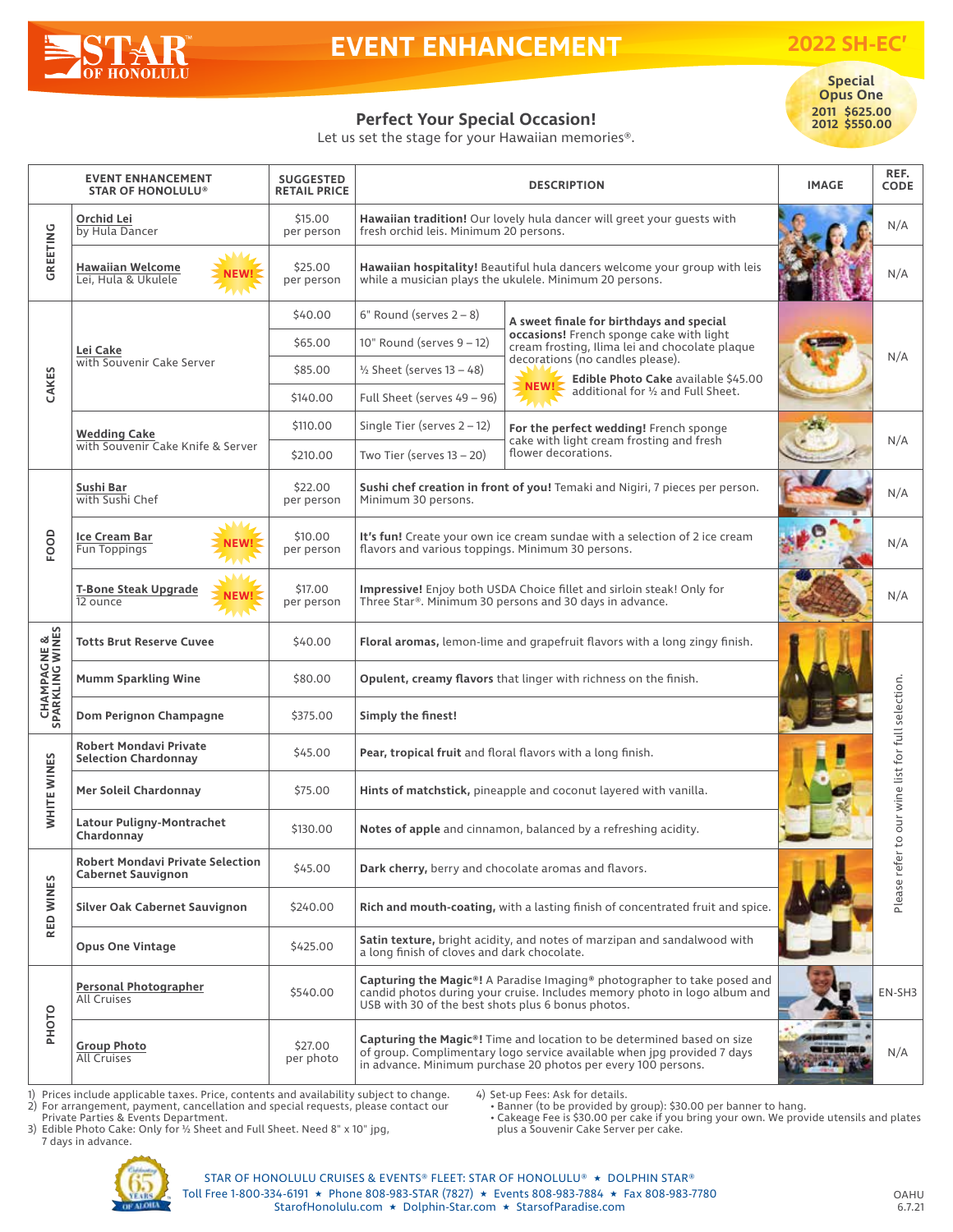# EVENT ENHANCEMENT

**2022 SH-EC'**

**Special Opus One**
2011 $625.00
2012 $550.00

## Perfect Your Special Occasion!

Let us set the stage for your Hawaiian memories®.

| | EVENT ENHANCEMENT STAR OF HONOLULU® | SUGGESTED RETAIL PRICE | DESCRIPTION | | IMAGE | REF. CODE |
|---|---|---|---|---|---|---|
| GREETING | **Orchid Lei** by Hula Dancer | $15.00 per person | **Hawaiian tradition!** Our lovely hula dancer will greet your guests with fresh orchid leis. Minimum 20 persons. | | | N/A |
| | **Hawaiian Welcome** Lei, Hula & Ukulele NEW! | $25.00 per person | **Hawaiian hospitality!** Beautiful hula dancers welcome your group with leis while a musician plays the ukulele. Minimum 20 persons. | | | N/A |
| CAKES | **Lei Cake** with Souvenir Cake Server | $40.00 | 6" Round (serves 2 – 8) | **A sweet finale for birthdays and special occasions!** French sponge cake with light cream frosting, Ilima lei and chocolate plaque decorations (no candles please). NEW! **Edible Photo Cake** available $45.00 additional for ½ and Full Sheet. | | N/A |
| | | $65.00 | 10" Round (serves 9 – 12) | | | |
| | | $85.00 | ½ Sheet (serves 13 – 48) | | | |
| | | $140.00 | Full Sheet (serves 49 – 96) | | | |
| | **Wedding Cake** with Souvenir Cake Knife & Server | $110.00 | Single Tier (serves 2 – 12) | **For the perfect wedding!** French sponge cake with light cream frosting and fresh flower decorations. | | N/A |
| | | $210.00 | Two Tier (serves 13 – 20) | | | |
| FOOD | **Sushi Bar** with Sushi Chef | $22.00 per person | **Sushi chef creation in front of you!** Temaki and Nigiri, 7 pieces per person. Minimum 30 persons. | | | N/A |
| | **Ice Cream Bar** Fun Toppings NEW! | $10.00 per person | **It's fun!** Create your own ice cream sundae with a selection of 2 ice cream flavors and various toppings. Minimum 30 persons. | | | N/A |
| | **T-Bone Steak Upgrade** 12 ounce NEW! | $17.00 per person | **Impressive!** Enjoy both USDA Choice fillet and sirloin steak! Only for Three Star®. Minimum 30 persons and 30 days in advance. | | | N/A |
| CHAMPAGNE & SPARKLING WINES | **Totts Brut Reserve Cuvee** | $40.00 | **Floral aromas,** lemon-lime and grapefruit flavors with a long zingy finish. | | | Please refer to our wine list for full selection. |
| | **Mumm Sparkling Wine** | $80.00 | **Opulent, creamy flavors** that linger with richness on the finish. | | | |
| | **Dom Perignon Champagne** | $375.00 | **Simply the finest!** | | | |
| WHITE WINES | **Robert Mondavi Private Selection Chardonnay** | $45.00 | **Pear, tropical fruit** and floral flavors with a long finish. | | | |
| | **Mer Soleil Chardonnay** | $75.00 | **Hints of matchstick,** pineapple and coconut layered with vanilla. | | | |
| | **Latour Puligny-Montrachet Chardonnay** | $130.00 | **Notes of apple** and cinnamon, balanced by a refreshing acidity. | | | |
| RED WINES | **Robert Mondavi Private Selection Cabernet Sauvignon** | $45.00 | **Dark cherry,** berry and chocolate aromas and flavors. | | | |
| | **Silver Oak Cabernet Sauvignon** | $240.00 | **Rich and mouth-coating,** with a lasting finish of concentrated fruit and spice. | | | |
| | **Opus One Vintage** | $425.00 | **Satin texture,** bright acidity, and notes of marzipan and sandalwood with a long finish of cloves and dark chocolate. | | | |
| PHOTO | **Personal Photographer** All Cruises | $540.00 | **Capturing the Magic®!** A Paradise Imaging® photographer to take posed and candid photos during your cruise. Includes memory photo in logo album and USB with 30 of the best shots plus 6 bonus photos. | | | EN-SH3 |
| | **Group Photo** All Cruises | $27.00 per photo | **Capturing the Magic®!** Time and location to be determined based on size of group. Complimentary logo service available when jpg provided 7 days in advance. Minimum purchase 20 photos per every 100 persons. | | | N/A |

1) Prices include applicable taxes. Price, contents and availability subject to change.
2) For arrangement, payment, cancellation and special requests, please contact our Private Parties & Events Department.
3) Edible Photo Cake: Only for ½ Sheet and Full Sheet. Need 8" x 10" jpg, 7 days in advance.
4) Set-up Fees: Ask for details.
   - Banner (to be provided by group): $30.00 per banner to hang.
   - Cakeage Fee is $30.00 per cake if you bring your own. We provide utensils and plates plus a Souvenir Cake Server per cake.

STAR OF HONOLULU CRUISES & EVENTS® FLEET: STAR OF HONOLULU® ★ DOLPHIN STAR®
Toll Free 1-800-334-6191 ★ Phone 808-983-STAR (7827) ★ Events 808-983-7884 ★ Fax 808-983-7780
StarofHonolulu.com ★ Dolphin-Star.com ★ StarsofParadise.com

OAHU
6.7.21